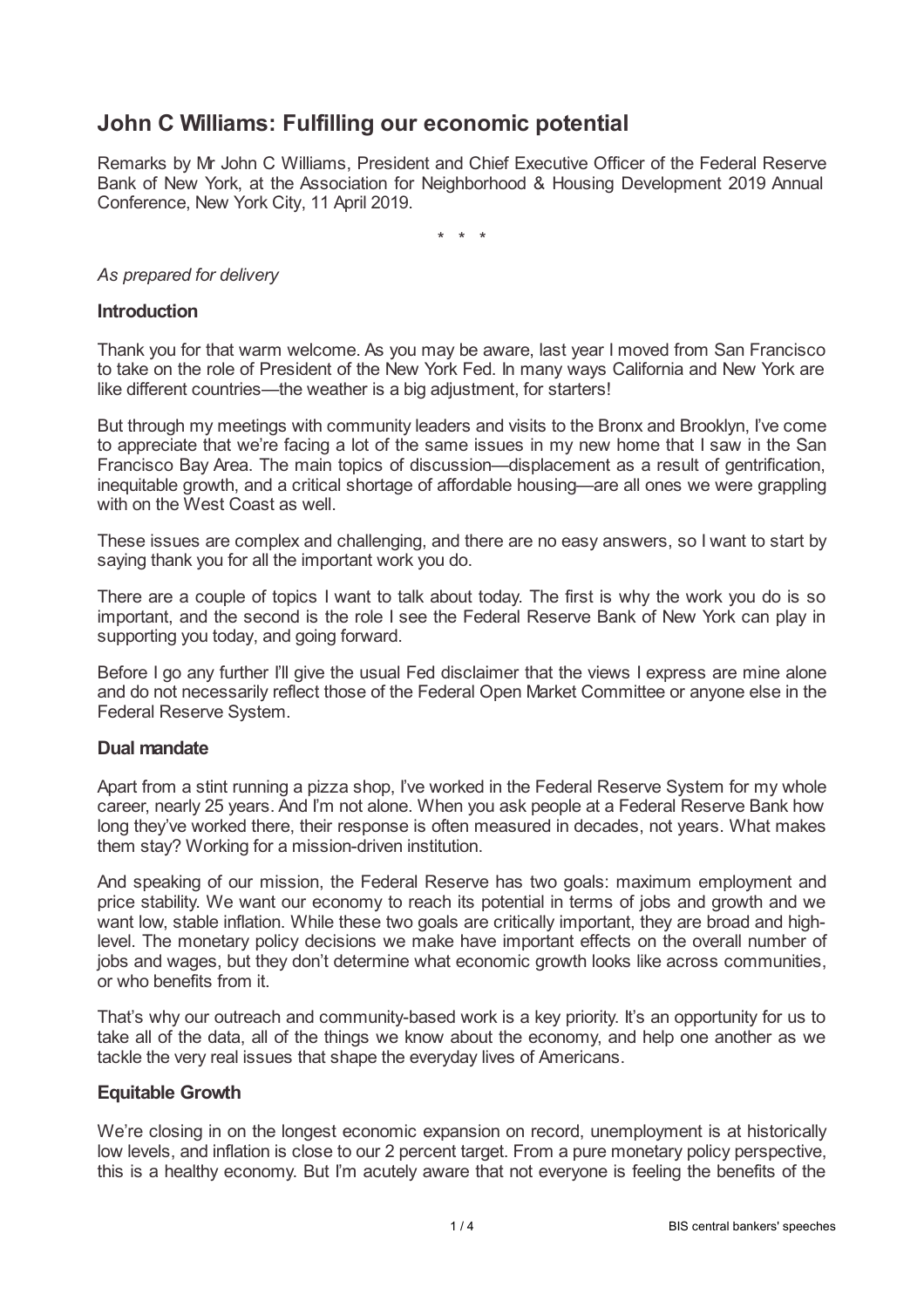# John C Williams: Fulfilling our economic potential

Remarks by Mr John C Williams, President and Chief Executive Officer of the Federal Reserve Bank of New York, at the Association for Neighborhood & Housing Development 2019 Annual Conference, New York City, 11 April 2019.

\* \* \*

*As prepared for delivery*

## Introduction

Thank you for that warm welcome. As you may be aware, last year I moved from San Francisco to take on the role of President of the New York Fed. In many ways California and New York are like different countries—the weather is a big adjustment, for starters!

But through my meetings with community leaders and visits to the Bronx and Brooklyn, I've come to appreciate that we're facing a lot of the same issues in my new home that I saw in the San Francisco Bay Area. The main topics of discussion—displacement as a result of gentrification, inequitable growth, and a critical shortage of affordable housing—are all ones we were grappling with on the West Coast as well.

These issues are complex and challenging, and there are no easy answers, so I want to start by saying thank you for all the important work you do.

There are a couple of topics I want to talk about today. The first is why the work you do is so important, and the second is the role I see the Federal Reserve Bank of New York can play in supporting you today, and going forward.

Before I go any further I'll give the usual Fed disclaimer that the views I express are mine alone and do not necessarily reflect those of the Federal Open Market Committee or anyone else in the Federal Reserve System.

## Dual mandate

Apart from a stint running a pizza shop, I've worked in the Federal Reserve System for my whole career, nearly 25 years. And I'm not alone. When you ask people at a Federal Reserve Bank how long they've worked there, their response is often measured in decades, not years. What makes them stay? Working for a mission-driven institution.

And speaking of our mission, the Federal Reserve has two goals: maximum employment and price stability. We want our economy to reach its potential in terms of jobs and growth and we want low, stable inflation. While these two goals are critically important, they are broad and high-level. The monetary policy decisions we make have important effects on the overall number of jobs and wages, but they don't determine what economic growth looks like across communities, or who benefits from it.

That's why our outreach and community-based work is a key priority. It's an opportunity for us to take all of the data, all of the things we know about the economy, and help one another as we tackle the very real issues that shape the everyday lives of Americans.

## Equitable Growth

We're closing in on the longest economic expansion on record, unemployment is at historically low levels, and inflation is close to our 2 percent target. From a pure monetary policy perspective, this is a healthy economy. But I'm acutely aware that not everyone is feeling the benefits of the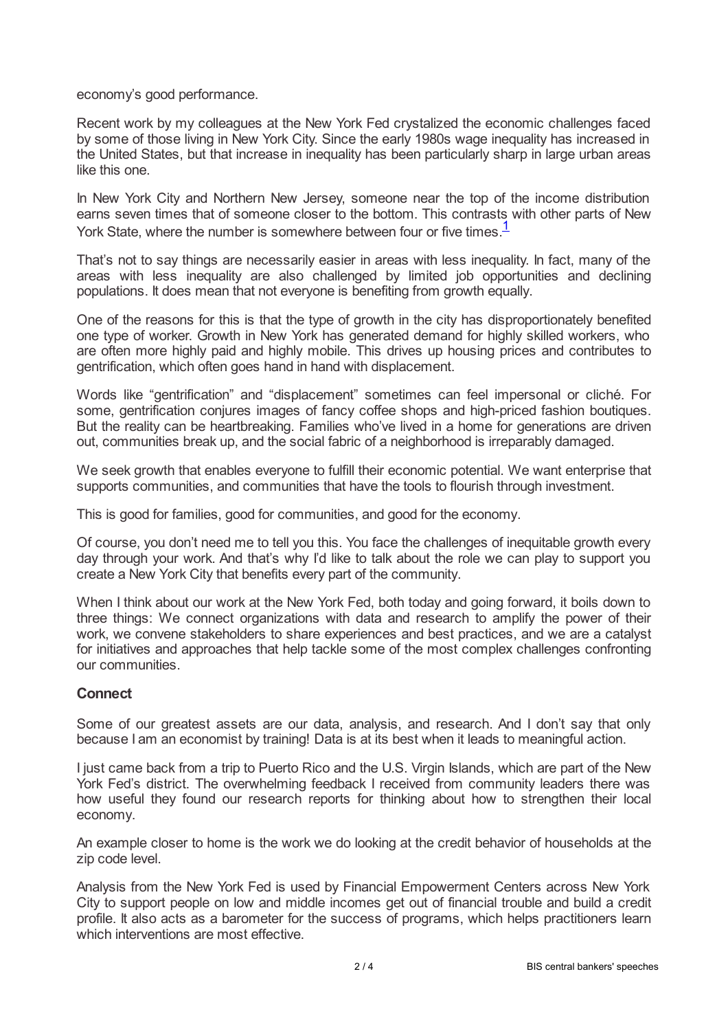economy's good performance.

Recent work by my colleagues at the New York Fed crystalized the economic challenges faced by some of those living in New York City. Since the early 1980s wage inequality has increased in the United States, but that increase in inequality has been particularly sharp in large urban areas like this one.

In New York City and Northern New Jersey, someone near the top of the income distribution earns seven times that of someone closer to the bottom. This contrasts with other parts of New York State, where the number is somewhere between four or five times.[1]

That's not to say things are necessarily easier in areas with less inequality. In fact, many of the areas with less inequality are also challenged by limited job opportunities and declining populations. It does mean that not everyone is benefiting from growth equally.

One of the reasons for this is that the type of growth in the city has disproportionately benefited one type of worker. Growth in New York has generated demand for highly skilled workers, who are often more highly paid and highly mobile. This drives up housing prices and contributes to gentrification, which often goes hand in hand with displacement.

Words like "gentrification" and "displacement" sometimes can feel impersonal or cliché. For some, gentrification conjures images of fancy coffee shops and high-priced fashion boutiques. But the reality can be heartbreaking. Families who've lived in a home for generations are driven out, communities break up, and the social fabric of a neighborhood is irreparably damaged.

We seek growth that enables everyone to fulfill their economic potential. We want enterprise that supports communities, and communities that have the tools to flourish through investment.

This is good for families, good for communities, and good for the economy.

Of course, you don't need me to tell you this. You face the challenges of inequitable growth every day through your work. And that's why I'd like to talk about the role we can play to support you create a New York City that benefits every part of the community.

When I think about our work at the New York Fed, both today and going forward, it boils down to three things: We connect organizations with data and research to amplify the power of their work, we convene stakeholders to share experiences and best practices, and we are a catalyst for initiatives and approaches that help tackle some of the most complex challenges confronting our communities.

### Connect

Some of our greatest assets are our data, analysis, and research. And I don't say that only because I am an economist by training! Data is at its best when it leads to meaningful action.

I just came back from a trip to Puerto Rico and the U.S. Virgin Islands, which are part of the New York Fed's district. The overwhelming feedback I received from community leaders there was how useful they found our research reports for thinking about how to strengthen their local economy.

An example closer to home is the work we do looking at the credit behavior of households at the zip code level.

Analysis from the New York Fed is used by Financial Empowerment Centers across New York City to support people on low and middle incomes get out of financial trouble and build a credit profile. It also acts as a barometer for the success of programs, which helps practitioners learn which interventions are most effective.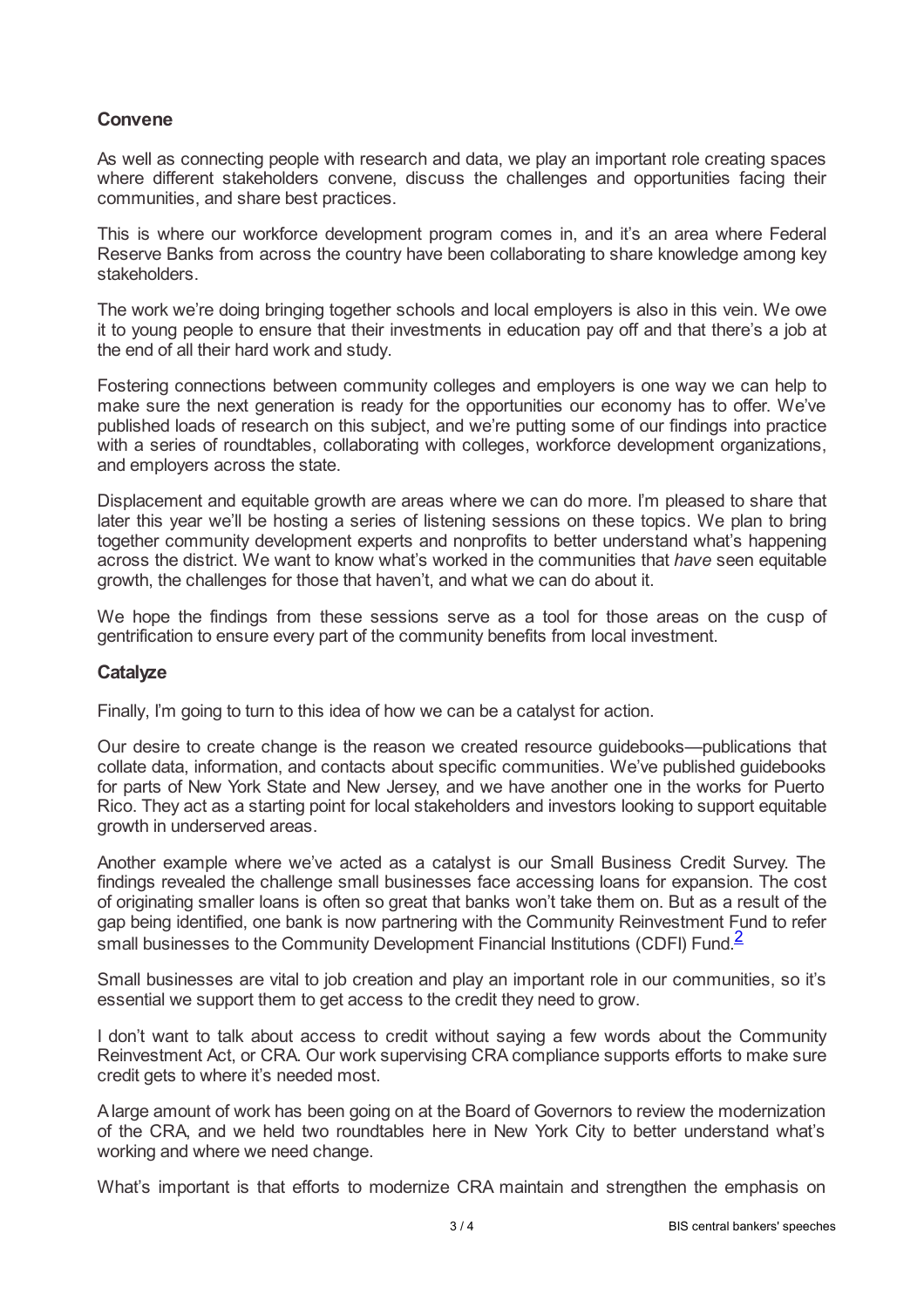## Convene

As well as connecting people with research and data, we play an important role creating spaces where different stakeholders convene, discuss the challenges and opportunities facing their communities, and share best practices.

This is where our workforce development program comes in, and it's an area where Federal Reserve Banks from across the country have been collaborating to share knowledge among key stakeholders.

The work we're doing bringing together schools and local employers is also in this vein. We owe it to young people to ensure that their investments in education pay off and that there's a job at the end of all their hard work and study.

Fostering connections between community colleges and employers is one way we can help to make sure the next generation is ready for the opportunities our economy has to offer. We've published loads of research on this subject, and we're putting some of our findings into practice with a series of roundtables, collaborating with colleges, workforce development organizations, and employers across the state.

Displacement and equitable growth are areas where we can do more. I'm pleased to share that later this year we'll be hosting a series of listening sessions on these topics. We plan to bring together community development experts and nonprofits to better understand what's happening across the district. We want to know what's worked in the communities that *have* seen equitable growth, the challenges for those that haven't, and what we can do about it.

We hope the findings from these sessions serve as a tool for those areas on the cusp of gentrification to ensure every part of the community benefits from local investment.

## Catalyze

Finally, I'm going to turn to this idea of how we can be a catalyst for action.

Our desire to create change is the reason we created resource guidebooks—publications that collate data, information, and contacts about specific communities. We've published guidebooks for parts of New York State and New Jersey, and we have another one in the works for Puerto Rico. They act as a starting point for local stakeholders and investors looking to support equitable growth in underserved areas.

Another example where we've acted as a catalyst is our Small Business Credit Survey. The findings revealed the challenge small businesses face accessing loans for expansion. The cost of originating smaller loans is often so great that banks won't take them on. But as a result of the gap being identified, one bank is now partnering with the Community Reinvestment Fund to refer small businesses to the Community Development Financial Institutions (CDFI) Fund.[2]

Small businesses are vital to job creation and play an important role in our communities, so it's essential we support them to get access to the credit they need to grow.

I don't want to talk about access to credit without saying a few words about the Community Reinvestment Act, or CRA. Our work supervising CRA compliance supports efforts to make sure credit gets to where it's needed most.

A large amount of work has been going on at the Board of Governors to review the modernization of the CRA, and we held two roundtables here in New York City to better understand what's working and where we need change.

What's important is that efforts to modernize CRA maintain and strengthen the emphasis on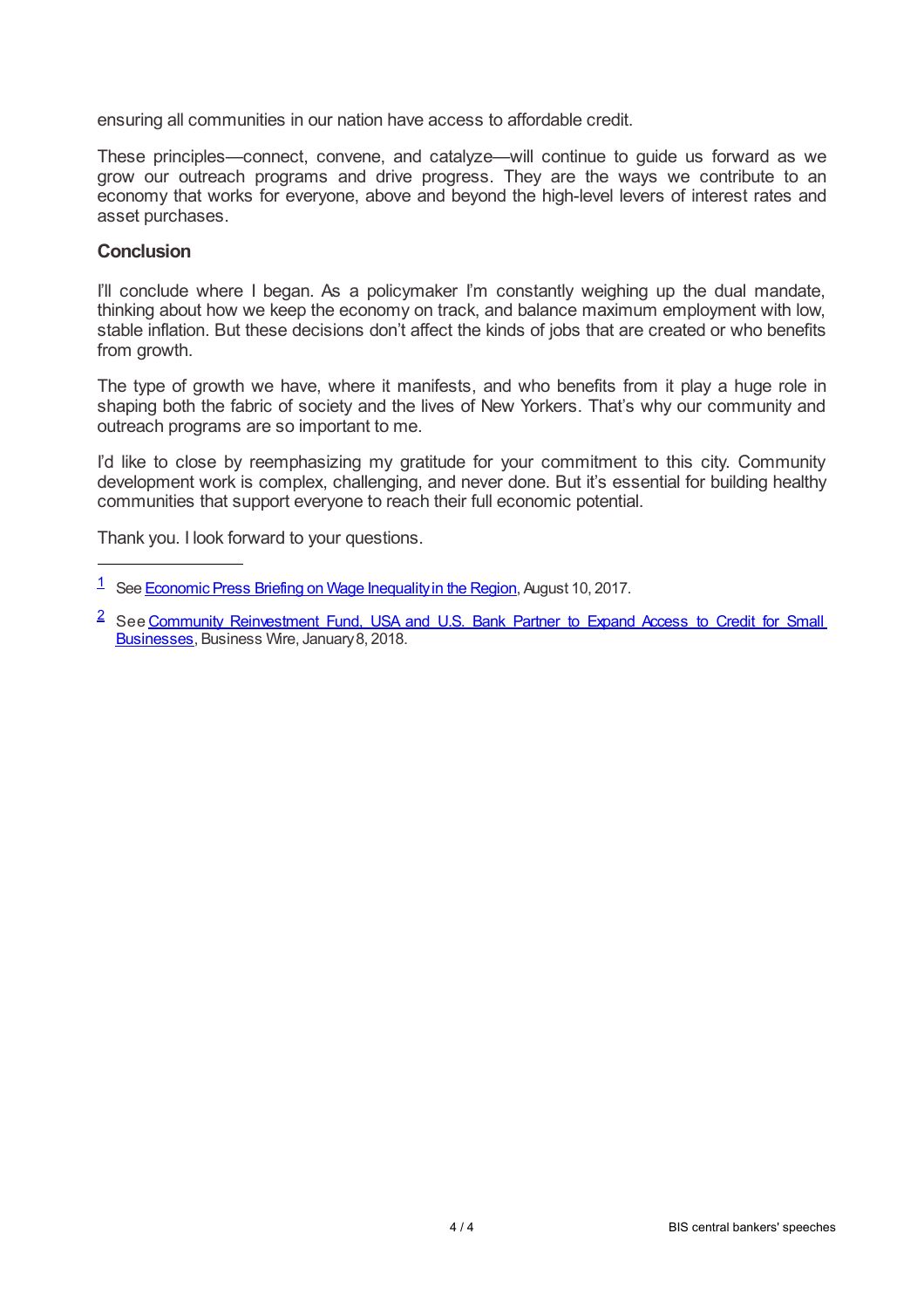ensuring all communities in our nation have access to affordable credit.

These principles—connect, convene, and catalyze—will continue to guide us forward as we grow our outreach programs and drive progress. They are the ways we contribute to an economy that works for everyone, above and beyond the high-level levers of interest rates and asset purchases.

### Conclusion

I'll conclude where I began. As a policymaker I'm constantly weighing up the dual mandate, thinking about how we keep the economy on track, and balance maximum employment with low, stable inflation. But these decisions don't affect the kinds of jobs that are created or who benefits from growth.

The type of growth we have, where it manifests, and who benefits from it play a huge role in shaping both the fabric of society and the lives of New Yorkers. That's why our community and outreach programs are so important to me.

I'd like to close by reemphasizing my gratitude for your commitment to this city. Community development work is complex, challenging, and never done. But it's essential for building healthy communities that support everyone to reach their full economic potential.

Thank you. I look forward to your questions.

---

[1] See Economic Press Briefing on Wage Inequality in the Region, August 10, 2017.

[2] See Community Reinvestment Fund, USA and U.S. Bank Partner to Expand Access to Credit for Small Businesses, Business Wire, January 8, 2018.